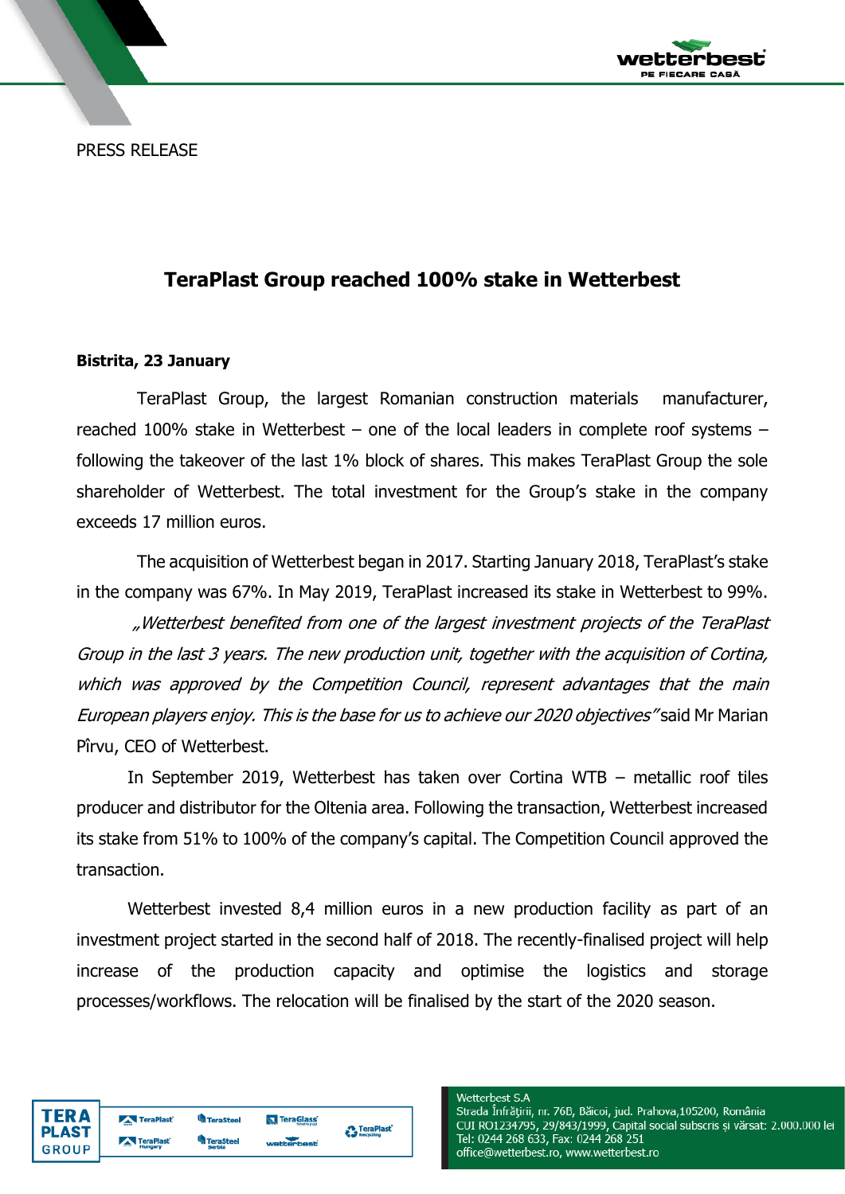PRESS RELEASE

## TeraPlast Group reached 100% stake in Wetterbest

**Bistrita, 23 January**

TeraPlast Group, the largest Romanian construction materials manufacturer, reached 100% stake in Wetterbest – one of the local leaders in complete roof systems – following the takeover of the last 1% block of shares. This makes TeraPlast Group the sole shareholder of Wetterbest. The total investment for the Group's stake in the company exceeds 17 million euros.

The acquisition of Wetterbest began in 2017. Starting January 2018, TeraPlast's stake in the company was 67%. In May 2019, TeraPlast increased its stake in Wetterbest to 99%.

*„Wetterbest benefited from one of the largest investment projects of the TeraPlast Group in the last 3 years. The new production unit, together with the acquisition of Cortina, which was approved by the Competition Council, represent advantages that the main European players enjoy. This is the base for us to achieve our 2020 objectives"* said Mr Marian Pîrvu, CEO of Wetterbest.

In September 2019, Wetterbest has taken over Cortina WTB – metallic roof tiles producer and distributor for the Oltenia area. Following the transaction, Wetterbest increased its stake from 51% to 100% of the company's capital. The Competition Council approved the transaction.

Wetterbest invested 8,4 million euros in a new production facility as part of an investment project started in the second half of 2018. The recently-finalised project will help increase of the production capacity and optimise the logistics and storage processes/workflows. The relocation will be finalised by the start of the 2020 season.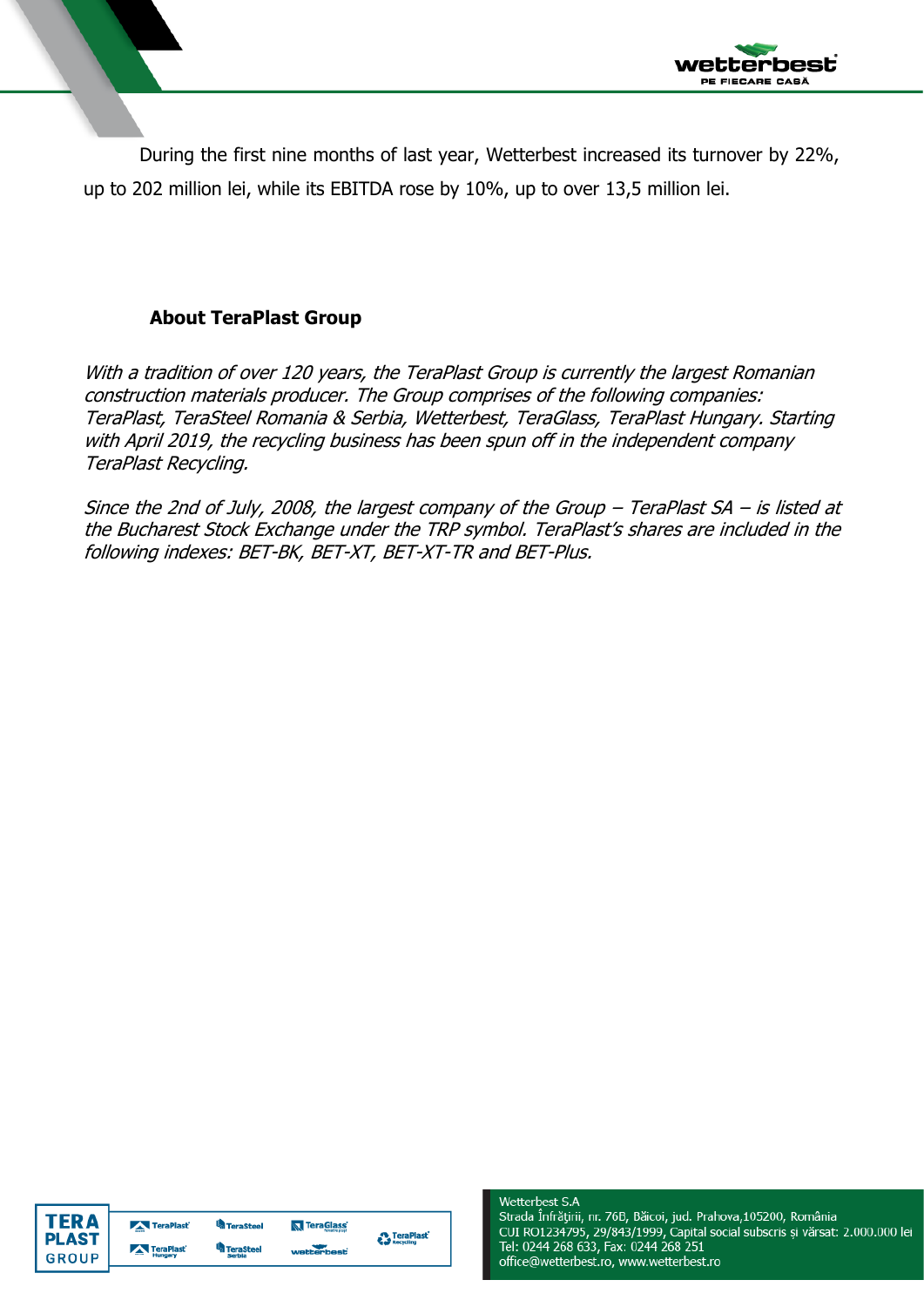During the first nine months of last year, Wetterbest increased its turnover by 22%, up to 202 million lei, while its EBITDA rose by 10%, up to over 13,5 million lei.

**About TeraPlast Group**

*With a tradition of over 120 years, the TeraPlast Group is currently the largest Romanian construction materials producer. The Group comprises of the following companies: TeraPlast, TeraSteel Romania & Serbia, Wetterbest, TeraGlass, TeraPlast Hungary. Starting with April 2019, the recycling business has been spun off in the independent company TeraPlast Recycling.*

*Since the 2nd of July, 2008, the largest company of the Group – TeraPlast SA – is listed at the Bucharest Stock Exchange under the TRP symbol. TeraPlast's shares are included in the following indexes: BET-BK, BET-XT, BET-XT-TR and BET-Plus.*